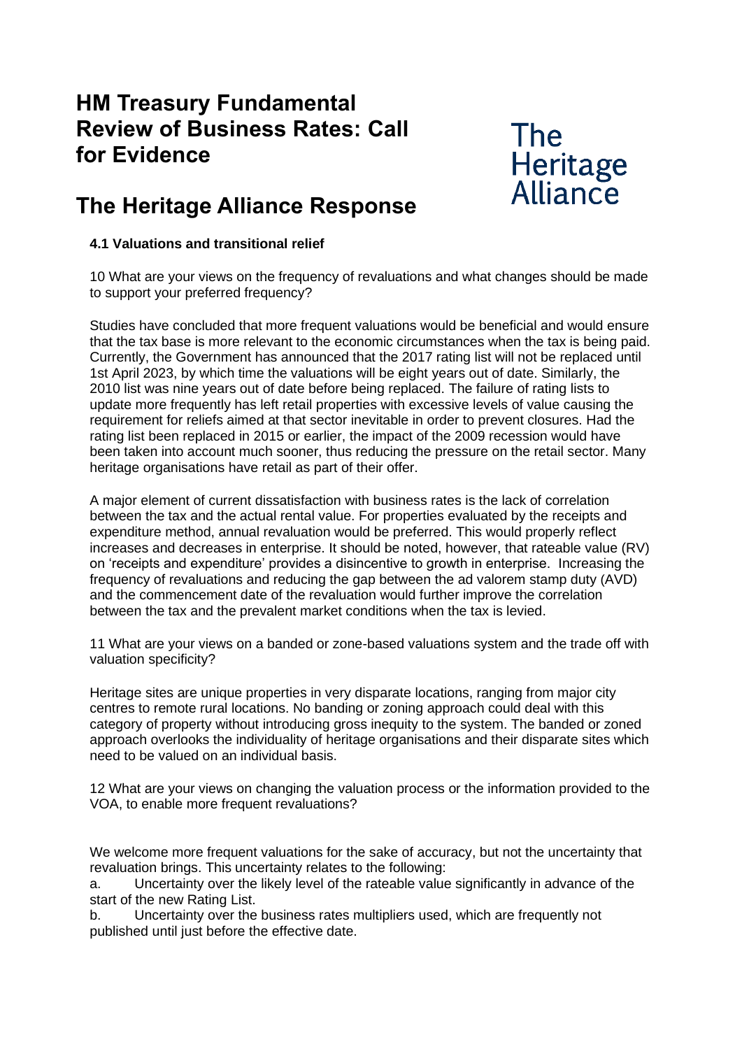# HM Treasury Fundamental Review of Business Rates: Call for Evidence

The Heritage Alliance

# The Heritage Alliance Response

### 4.1 Valuations and transitional relief

10 What are your views on the frequency of revaluations and what changes should be made to support your preferred frequency?

Studies have concluded that more frequent valuations would be beneficial and would ensure that the tax base is more relevant to the economic circumstances when the tax is being paid. Currently, the Government has announced that the 2017 rating list will not be replaced until 1st April 2023, by which time the valuations will be eight years out of date. Similarly, the 2010 list was nine years out of date before being replaced. The failure of rating lists to update more frequently has left retail properties with excessive levels of value causing the requirement for reliefs aimed at that sector inevitable in order to prevent closures. Had the rating list been replaced in 2015 or earlier, the impact of the 2009 recession would have been taken into account much sooner, thus reducing the pressure on the retail sector. Many heritage organisations have retail as part of their offer.

A major element of current dissatisfaction with business rates is the lack of correlation between the tax and the actual rental value. For properties evaluated by the receipts and expenditure method, annual revaluation would be preferred. This would properly reflect increases and decreases in enterprise. It should be noted, however, that rateable value (RV) on 'receipts and expenditure' provides a disincentive to growth in enterprise. Increasing the frequency of revaluations and reducing the gap between the ad valorem stamp duty (AVD) and the commencement date of the revaluation would further improve the correlation between the tax and the prevalent market conditions when the tax is levied.

11 What are your views on a banded or zone-based valuations system and the trade off with valuation specificity?

Heritage sites are unique properties in very disparate locations, ranging from major city centres to remote rural locations. No banding or zoning approach could deal with this category of property without introducing gross inequity to the system. The banded or zoned approach overlooks the individuality of heritage organisations and their disparate sites which need to be valued on an individual basis.

12 What are your views on changing the valuation process or the information provided to the VOA, to enable more frequent revaluations?

We welcome more frequent valuations for the sake of accuracy, but not the uncertainty that revaluation brings. This uncertainty relates to the following:

a. Uncertainty over the likely level of the rateable value significantly in advance of the start of the new Rating List.

b. Uncertainty over the business rates multipliers used, which are frequently not published until just before the effective date.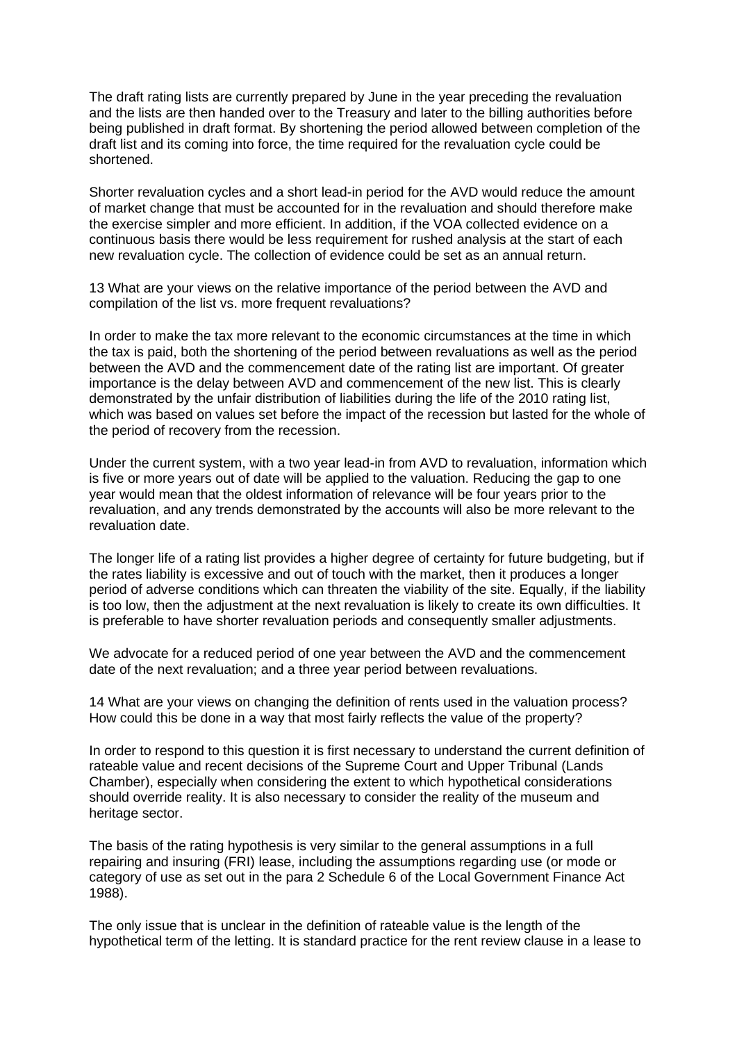The draft rating lists are currently prepared by June in the year preceding the revaluation and the lists are then handed over to the Treasury and later to the billing authorities before being published in draft format. By shortening the period allowed between completion of the draft list and its coming into force, the time required for the revaluation cycle could be shortened.

Shorter revaluation cycles and a short lead-in period for the AVD would reduce the amount of market change that must be accounted for in the revaluation and should therefore make the exercise simpler and more efficient. In addition, if the VOA collected evidence on a continuous basis there would be less requirement for rushed analysis at the start of each new revaluation cycle. The collection of evidence could be set as an annual return.

13 What are your views on the relative importance of the period between the AVD and compilation of the list vs. more frequent revaluations?

In order to make the tax more relevant to the economic circumstances at the time in which the tax is paid, both the shortening of the period between revaluations as well as the period between the AVD and the commencement date of the rating list are important. Of greater importance is the delay between AVD and commencement of the new list. This is clearly demonstrated by the unfair distribution of liabilities during the life of the 2010 rating list, which was based on values set before the impact of the recession but lasted for the whole of the period of recovery from the recession.

Under the current system, with a two year lead-in from AVD to revaluation, information which is five or more years out of date will be applied to the valuation. Reducing the gap to one year would mean that the oldest information of relevance will be four years prior to the revaluation, and any trends demonstrated by the accounts will also be more relevant to the revaluation date.

The longer life of a rating list provides a higher degree of certainty for future budgeting, but if the rates liability is excessive and out of touch with the market, then it produces a longer period of adverse conditions which can threaten the viability of the site. Equally, if the liability is too low, then the adjustment at the next revaluation is likely to create its own difficulties. It is preferable to have shorter revaluation periods and consequently smaller adjustments.

We advocate for a reduced period of one year between the AVD and the commencement date of the next revaluation; and a three year period between revaluations.

14 What are your views on changing the definition of rents used in the valuation process? How could this be done in a way that most fairly reflects the value of the property?

In order to respond to this question it is first necessary to understand the current definition of rateable value and recent decisions of the Supreme Court and Upper Tribunal (Lands Chamber), especially when considering the extent to which hypothetical considerations should override reality. It is also necessary to consider the reality of the museum and heritage sector.

The basis of the rating hypothesis is very similar to the general assumptions in a full repairing and insuring (FRI) lease, including the assumptions regarding use (or mode or category of use as set out in the para 2 Schedule 6 of the Local Government Finance Act 1988).

The only issue that is unclear in the definition of rateable value is the length of the hypothetical term of the letting. It is standard practice for the rent review clause in a lease to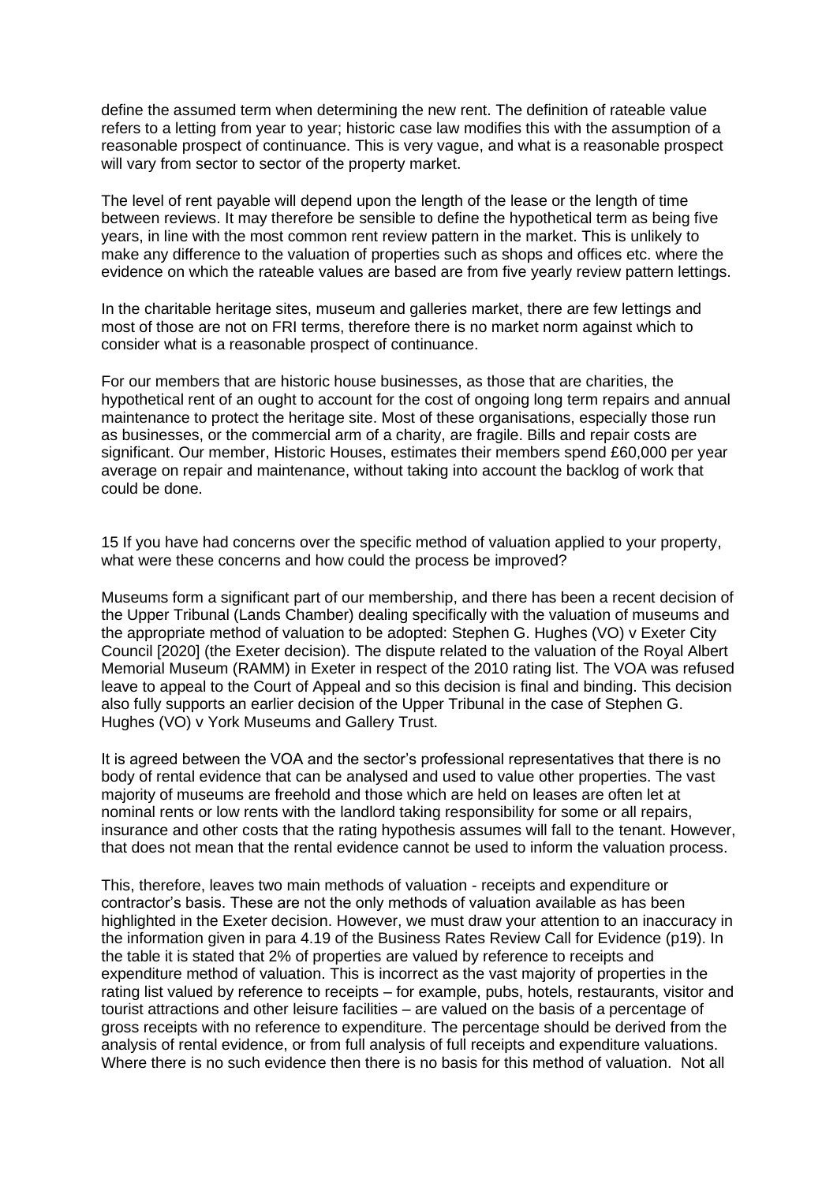define the assumed term when determining the new rent. The definition of rateable value refers to a letting from year to year; historic case law modifies this with the assumption of a reasonable prospect of continuance. This is very vague, and what is a reasonable prospect will vary from sector to sector of the property market.

The level of rent payable will depend upon the length of the lease or the length of time between reviews. It may therefore be sensible to define the hypothetical term as being five years, in line with the most common rent review pattern in the market. This is unlikely to make any difference to the valuation of properties such as shops and offices etc. where the evidence on which the rateable values are based are from five yearly review pattern lettings.

In the charitable heritage sites, museum and galleries market, there are few lettings and most of those are not on FRI terms, therefore there is no market norm against which to consider what is a reasonable prospect of continuance.

For our members that are historic house businesses, as those that are charities, the hypothetical rent of an ought to account for the cost of ongoing long term repairs and annual maintenance to protect the heritage site. Most of these organisations, especially those run as businesses, or the commercial arm of a charity, are fragile. Bills and repair costs are significant. Our member, Historic Houses, estimates their members spend £60,000 per year average on repair and maintenance, without taking into account the backlog of work that could be done.

15 If you have had concerns over the specific method of valuation applied to your property, what were these concerns and how could the process be improved?

Museums form a significant part of our membership, and there has been a recent decision of the Upper Tribunal (Lands Chamber) dealing specifically with the valuation of museums and the appropriate method of valuation to be adopted: Stephen G. Hughes (VO) v Exeter City Council [2020] (the Exeter decision). The dispute related to the valuation of the Royal Albert Memorial Museum (RAMM) in Exeter in respect of the 2010 rating list. The VOA was refused leave to appeal to the Court of Appeal and so this decision is final and binding. This decision also fully supports an earlier decision of the Upper Tribunal in the case of Stephen G. Hughes (VO) v York Museums and Gallery Trust.

It is agreed between the VOA and the sector's professional representatives that there is no body of rental evidence that can be analysed and used to value other properties. The vast majority of museums are freehold and those which are held on leases are often let at nominal rents or low rents with the landlord taking responsibility for some or all repairs, insurance and other costs that the rating hypothesis assumes will fall to the tenant. However, that does not mean that the rental evidence cannot be used to inform the valuation process.

This, therefore, leaves two main methods of valuation - receipts and expenditure or contractor's basis. These are not the only methods of valuation available as has been highlighted in the Exeter decision. However, we must draw your attention to an inaccuracy in the information given in para 4.19 of the Business Rates Review Call for Evidence (p19). In the table it is stated that 2% of properties are valued by reference to receipts and expenditure method of valuation. This is incorrect as the vast majority of properties in the rating list valued by reference to receipts – for example, pubs, hotels, restaurants, visitor and tourist attractions and other leisure facilities – are valued on the basis of a percentage of gross receipts with no reference to expenditure. The percentage should be derived from the analysis of rental evidence, or from full analysis of full receipts and expenditure valuations. Where there is no such evidence then there is no basis for this method of valuation. Not all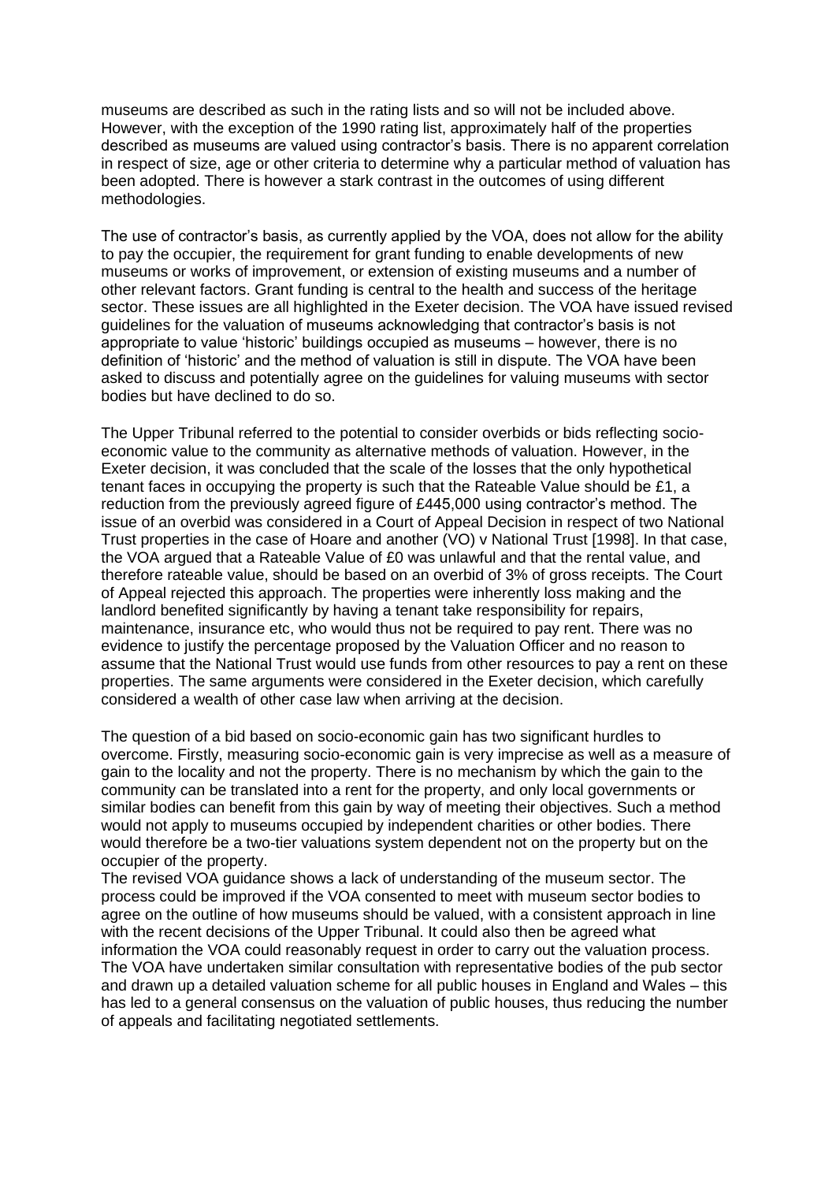museums are described as such in the rating lists and so will not be included above. However, with the exception of the 1990 rating list, approximately half of the properties described as museums are valued using contractor's basis. There is no apparent correlation in respect of size, age or other criteria to determine why a particular method of valuation has been adopted. There is however a stark contrast in the outcomes of using different methodologies.

The use of contractor's basis, as currently applied by the VOA, does not allow for the ability to pay the occupier, the requirement for grant funding to enable developments of new museums or works of improvement, or extension of existing museums and a number of other relevant factors. Grant funding is central to the health and success of the heritage sector. These issues are all highlighted in the Exeter decision. The VOA have issued revised guidelines for the valuation of museums acknowledging that contractor's basis is not appropriate to value 'historic' buildings occupied as museums – however, there is no definition of 'historic' and the method of valuation is still in dispute. The VOA have been asked to discuss and potentially agree on the guidelines for valuing museums with sector bodies but have declined to do so.

The Upper Tribunal referred to the potential to consider overbids or bids reflecting socio-economic value to the community as alternative methods of valuation. However, in the Exeter decision, it was concluded that the scale of the losses that the only hypothetical tenant faces in occupying the property is such that the Rateable Value should be £1, a reduction from the previously agreed figure of £445,000 using contractor's method. The issue of an overbid was considered in a Court of Appeal Decision in respect of two National Trust properties in the case of Hoare and another (VO) v National Trust [1998]. In that case, the VOA argued that a Rateable Value of £0 was unlawful and that the rental value, and therefore rateable value, should be based on an overbid of 3% of gross receipts. The Court of Appeal rejected this approach. The properties were inherently loss making and the landlord benefited significantly by having a tenant take responsibility for repairs, maintenance, insurance etc, who would thus not be required to pay rent. There was no evidence to justify the percentage proposed by the Valuation Officer and no reason to assume that the National Trust would use funds from other resources to pay a rent on these properties. The same arguments were considered in the Exeter decision, which carefully considered a wealth of other case law when arriving at the decision.

The question of a bid based on socio-economic gain has two significant hurdles to overcome. Firstly, measuring socio-economic gain is very imprecise as well as a measure of gain to the locality and not the property. There is no mechanism by which the gain to the community can be translated into a rent for the property, and only local governments or similar bodies can benefit from this gain by way of meeting their objectives. Such a method would not apply to museums occupied by independent charities or other bodies. There would therefore be a two-tier valuations system dependent not on the property but on the occupier of the property.

The revised VOA guidance shows a lack of understanding of the museum sector. The process could be improved if the VOA consented to meet with museum sector bodies to agree on the outline of how museums should be valued, with a consistent approach in line with the recent decisions of the Upper Tribunal. It could also then be agreed what information the VOA could reasonably request in order to carry out the valuation process. The VOA have undertaken similar consultation with representative bodies of the pub sector and drawn up a detailed valuation scheme for all public houses in England and Wales – this has led to a general consensus on the valuation of public houses, thus reducing the number of appeals and facilitating negotiated settlements.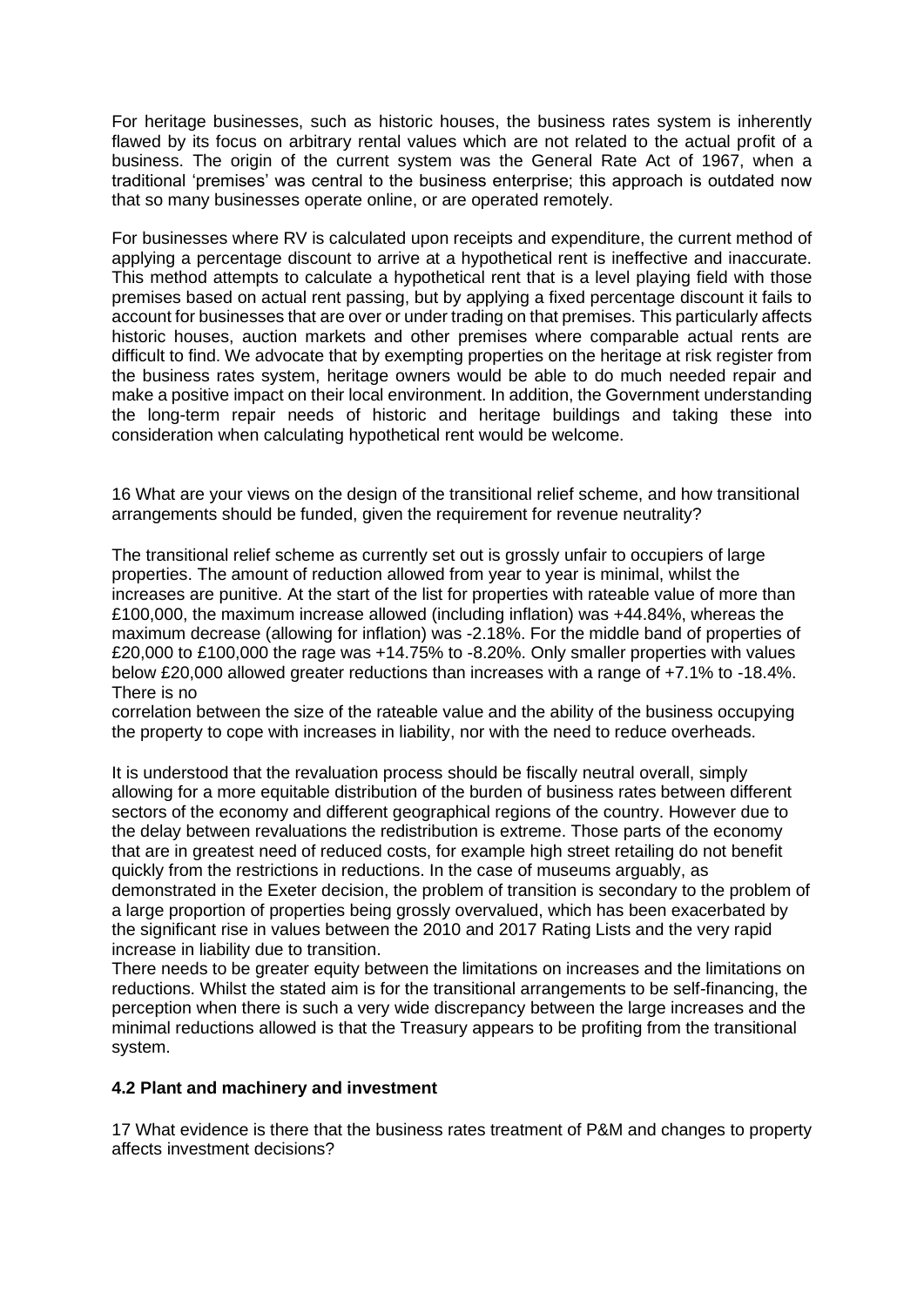For heritage businesses, such as historic houses, the business rates system is inherently flawed by its focus on arbitrary rental values which are not related to the actual profit of a business. The origin of the current system was the General Rate Act of 1967, when a traditional 'premises' was central to the business enterprise; this approach is outdated now that so many businesses operate online, or are operated remotely.

For businesses where RV is calculated upon receipts and expenditure, the current method of applying a percentage discount to arrive at a hypothetical rent is ineffective and inaccurate. This method attempts to calculate a hypothetical rent that is a level playing field with those premises based on actual rent passing, but by applying a fixed percentage discount it fails to account for businesses that are over or under trading on that premises. This particularly affects historic houses, auction markets and other premises where comparable actual rents are difficult to find. We advocate that by exempting properties on the heritage at risk register from the business rates system, heritage owners would be able to do much needed repair and make a positive impact on their local environment. In addition, the Government understanding the long-term repair needs of historic and heritage buildings and taking these into consideration when calculating hypothetical rent would be welcome.

16 What are your views on the design of the transitional relief scheme, and how transitional arrangements should be funded, given the requirement for revenue neutrality?

The transitional relief scheme as currently set out is grossly unfair to occupiers of large properties. The amount of reduction allowed from year to year is minimal, whilst the increases are punitive. At the start of the list for properties with rateable value of more than £100,000, the maximum increase allowed (including inflation) was +44.84%, whereas the maximum decrease (allowing for inflation) was -2.18%. For the middle band of properties of £20,000 to £100,000 the rage was +14.75% to -8.20%. Only smaller properties with values below £20,000 allowed greater reductions than increases with a range of +7.1% to -18.4%. There is no correlation between the size of the rateable value and the ability of the business occupying the property to cope with increases in liability, nor with the need to reduce overheads.

It is understood that the revaluation process should be fiscally neutral overall, simply allowing for a more equitable distribution of the burden of business rates between different sectors of the economy and different geographical regions of the country. However due to the delay between revaluations the redistribution is extreme. Those parts of the economy that are in greatest need of reduced costs, for example high street retailing do not benefit quickly from the restrictions in reductions. In the case of museums arguably, as demonstrated in the Exeter decision, the problem of transition is secondary to the problem of a large proportion of properties being grossly overvalued, which has been exacerbated by the significant rise in values between the 2010 and 2017 Rating Lists and the very rapid increase in liability due to transition.

There needs to be greater equity between the limitations on increases and the limitations on reductions. Whilst the stated aim is for the transitional arrangements to be self-financing, the perception when there is such a very wide discrepancy between the large increases and the minimal reductions allowed is that the Treasury appears to be profiting from the transitional system.

### 4.2 Plant and machinery and investment

17 What evidence is there that the business rates treatment of P&M and changes to property affects investment decisions?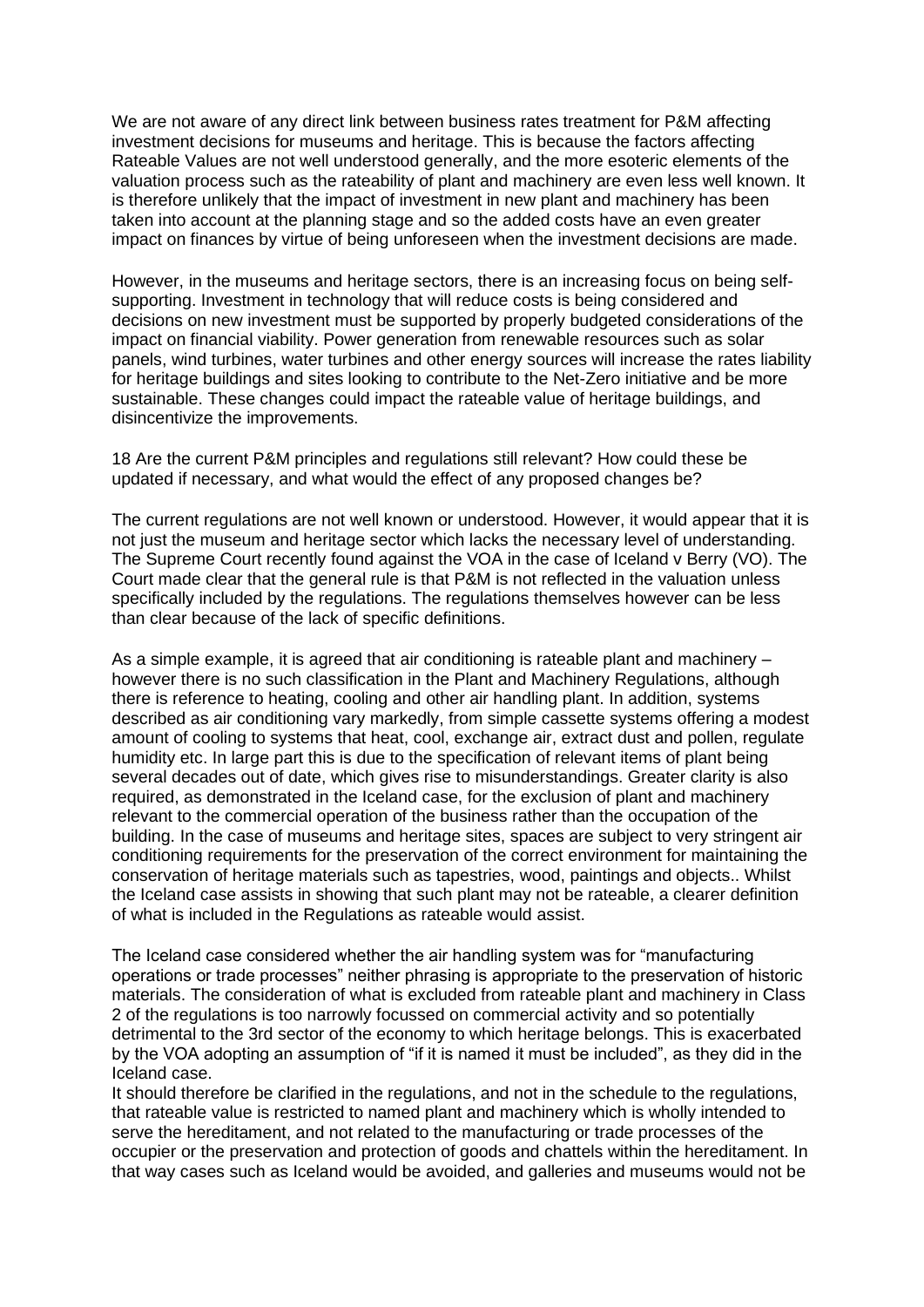We are not aware of any direct link between business rates treatment for P&M affecting investment decisions for museums and heritage. This is because the factors affecting Rateable Values are not well understood generally, and the more esoteric elements of the valuation process such as the rateability of plant and machinery are even less well known. It is therefore unlikely that the impact of investment in new plant and machinery has been taken into account at the planning stage and so the added costs have an even greater impact on finances by virtue of being unforeseen when the investment decisions are made.

However, in the museums and heritage sectors, there is an increasing focus on being self-supporting. Investment in technology that will reduce costs is being considered and decisions on new investment must be supported by properly budgeted considerations of the impact on financial viability. Power generation from renewable resources such as solar panels, wind turbines, water turbines and other energy sources will increase the rates liability for heritage buildings and sites looking to contribute to the Net-Zero initiative and be more sustainable. These changes could impact the rateable value of heritage buildings, and disincentivize the improvements.

18 Are the current P&M principles and regulations still relevant? How could these be updated if necessary, and what would the effect of any proposed changes be?

The current regulations are not well known or understood. However, it would appear that it is not just the museum and heritage sector which lacks the necessary level of understanding. The Supreme Court recently found against the VOA in the case of Iceland v Berry (VO). The Court made clear that the general rule is that P&M is not reflected in the valuation unless specifically included by the regulations. The regulations themselves however can be less than clear because of the lack of specific definitions.

As a simple example, it is agreed that air conditioning is rateable plant and machinery – however there is no such classification in the Plant and Machinery Regulations, although there is reference to heating, cooling and other air handling plant. In addition, systems described as air conditioning vary markedly, from simple cassette systems offering a modest amount of cooling to systems that heat, cool, exchange air, extract dust and pollen, regulate humidity etc. In large part this is due to the specification of relevant items of plant being several decades out of date, which gives rise to misunderstandings. Greater clarity is also required, as demonstrated in the Iceland case, for the exclusion of plant and machinery relevant to the commercial operation of the business rather than the occupation of the building. In the case of museums and heritage sites, spaces are subject to very stringent air conditioning requirements for the preservation of the correct environment for maintaining the conservation of heritage materials such as tapestries, wood, paintings and objects.. Whilst the Iceland case assists in showing that such plant may not be rateable, a clearer definition of what is included in the Regulations as rateable would assist.

The Iceland case considered whether the air handling system was for "manufacturing operations or trade processes" neither phrasing is appropriate to the preservation of historic materials. The consideration of what is excluded from rateable plant and machinery in Class 2 of the regulations is too narrowly focussed on commercial activity and so potentially detrimental to the 3rd sector of the economy to which heritage belongs. This is exacerbated by the VOA adopting an assumption of "if it is named it must be included", as they did in the Iceland case.
It should therefore be clarified in the regulations, and not in the schedule to the regulations, that rateable value is restricted to named plant and machinery which is wholly intended to serve the hereditament, and not related to the manufacturing or trade processes of the occupier or the preservation and protection of goods and chattels within the hereditament. In that way cases such as Iceland would be avoided, and galleries and museums would not be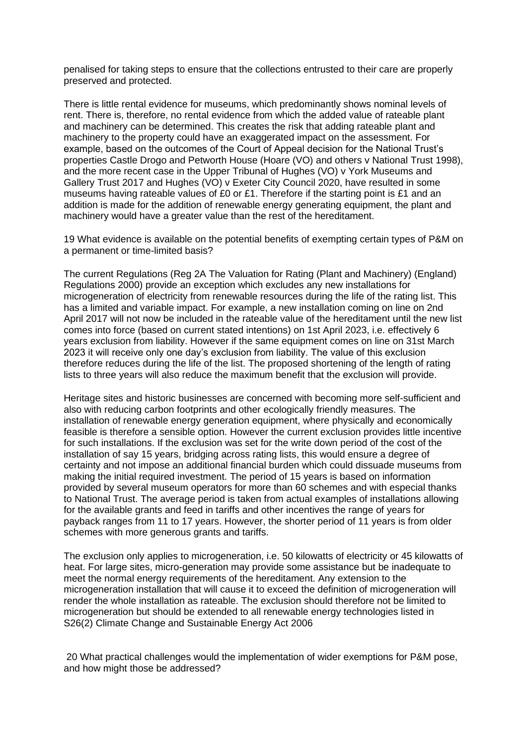penalised for taking steps to ensure that the collections entrusted to their care are properly preserved and protected.

There is little rental evidence for museums, which predominantly shows nominal levels of rent. There is, therefore, no rental evidence from which the added value of rateable plant and machinery can be determined. This creates the risk that adding rateable plant and machinery to the property could have an exaggerated impact on the assessment. For example, based on the outcomes of the Court of Appeal decision for the National Trust's properties Castle Drogo and Petworth House (Hoare (VO) and others v National Trust 1998), and the more recent case in the Upper Tribunal of Hughes (VO) v York Museums and Gallery Trust 2017 and Hughes (VO) v Exeter City Council 2020, have resulted in some museums having rateable values of £0 or £1. Therefore if the starting point is £1 and an addition is made for the addition of renewable energy generating equipment, the plant and machinery would have a greater value than the rest of the hereditament.

19 What evidence is available on the potential benefits of exempting certain types of P&M on a permanent or time-limited basis?

The current Regulations (Reg 2A The Valuation for Rating (Plant and Machinery) (England) Regulations 2000) provide an exception which excludes any new installations for microgeneration of electricity from renewable resources during the life of the rating list. This has a limited and variable impact. For example, a new installation coming on line on 2nd April 2017 will not now be included in the rateable value of the hereditament until the new list comes into force (based on current stated intentions) on 1st April 2023, i.e. effectively 6 years exclusion from liability. However if the same equipment comes on line on 31st March 2023 it will receive only one day's exclusion from liability. The value of this exclusion therefore reduces during the life of the list. The proposed shortening of the length of rating lists to three years will also reduce the maximum benefit that the exclusion will provide.

Heritage sites and historic businesses are concerned with becoming more self-sufficient and also with reducing carbon footprints and other ecologically friendly measures. The installation of renewable energy generation equipment, where physically and economically feasible is therefore a sensible option. However the current exclusion provides little incentive for such installations. If the exclusion was set for the write down period of the cost of the installation of say 15 years, bridging across rating lists, this would ensure a degree of certainty and not impose an additional financial burden which could dissuade museums from making the initial required investment. The period of 15 years is based on information provided by several museum operators for more than 60 schemes and with especial thanks to National Trust. The average period is taken from actual examples of installations allowing for the available grants and feed in tariffs and other incentives the range of years for payback ranges from 11 to 17 years. However, the shorter period of 11 years is from older schemes with more generous grants and tariffs.

The exclusion only applies to microgeneration, i.e. 50 kilowatts of electricity or 45 kilowatts of heat. For large sites, micro-generation may provide some assistance but be inadequate to meet the normal energy requirements of the hereditament. Any extension to the microgeneration installation that will cause it to exceed the definition of microgeneration will render the whole installation as rateable. The exclusion should therefore not be limited to microgeneration but should be extended to all renewable energy technologies listed in S26(2) Climate Change and Sustainable Energy Act 2006

20 What practical challenges would the implementation of wider exemptions for P&M pose, and how might those be addressed?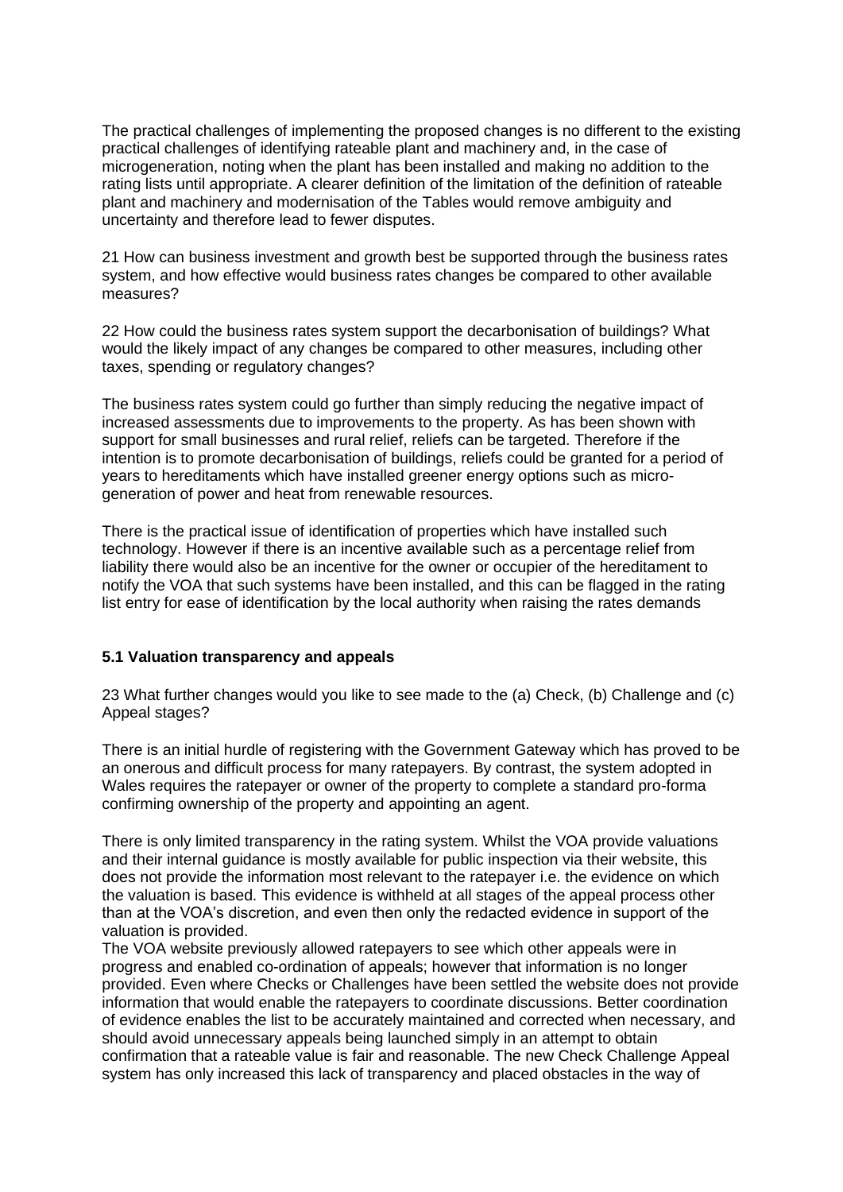The practical challenges of implementing the proposed changes is no different to the existing practical challenges of identifying rateable plant and machinery and, in the case of microgeneration, noting when the plant has been installed and making no addition to the rating lists until appropriate. A clearer definition of the limitation of the definition of rateable plant and machinery and modernisation of the Tables would remove ambiguity and uncertainty and therefore lead to fewer disputes.

21 How can business investment and growth best be supported through the business rates system, and how effective would business rates changes be compared to other available measures?

22 How could the business rates system support the decarbonisation of buildings? What would the likely impact of any changes be compared to other measures, including other taxes, spending or regulatory changes?

The business rates system could go further than simply reducing the negative impact of increased assessments due to improvements to the property. As has been shown with support for small businesses and rural relief, reliefs can be targeted. Therefore if the intention is to promote decarbonisation of buildings, reliefs could be granted for a period of years to hereditaments which have installed greener energy options such as micro-generation of power and heat from renewable resources.

There is the practical issue of identification of properties which have installed such technology. However if there is an incentive available such as a percentage relief from liability there would also be an incentive for the owner or occupier of the hereditament to notify the VOA that such systems have been installed, and this can be flagged in the rating list entry for ease of identification by the local authority when raising the rates demands

**5.1 Valuation transparency and appeals**

23 What further changes would you like to see made to the (a) Check, (b) Challenge and (c) Appeal stages?

There is an initial hurdle of registering with the Government Gateway which has proved to be an onerous and difficult process for many ratepayers. By contrast, the system adopted in Wales requires the ratepayer or owner of the property to complete a standard pro-forma confirming ownership of the property and appointing an agent.

There is only limited transparency in the rating system. Whilst the VOA provide valuations and their internal guidance is mostly available for public inspection via their website, this does not provide the information most relevant to the ratepayer i.e. the evidence on which the valuation is based. This evidence is withheld at all stages of the appeal process other than at the VOA's discretion, and even then only the redacted evidence in support of the valuation is provided.
The VOA website previously allowed ratepayers to see which other appeals were in progress and enabled co-ordination of appeals; however that information is no longer provided. Even where Checks or Challenges have been settled the website does not provide information that would enable the ratepayers to coordinate discussions. Better coordination of evidence enables the list to be accurately maintained and corrected when necessary, and should avoid unnecessary appeals being launched simply in an attempt to obtain confirmation that a rateable value is fair and reasonable. The new Check Challenge Appeal system has only increased this lack of transparency and placed obstacles in the way of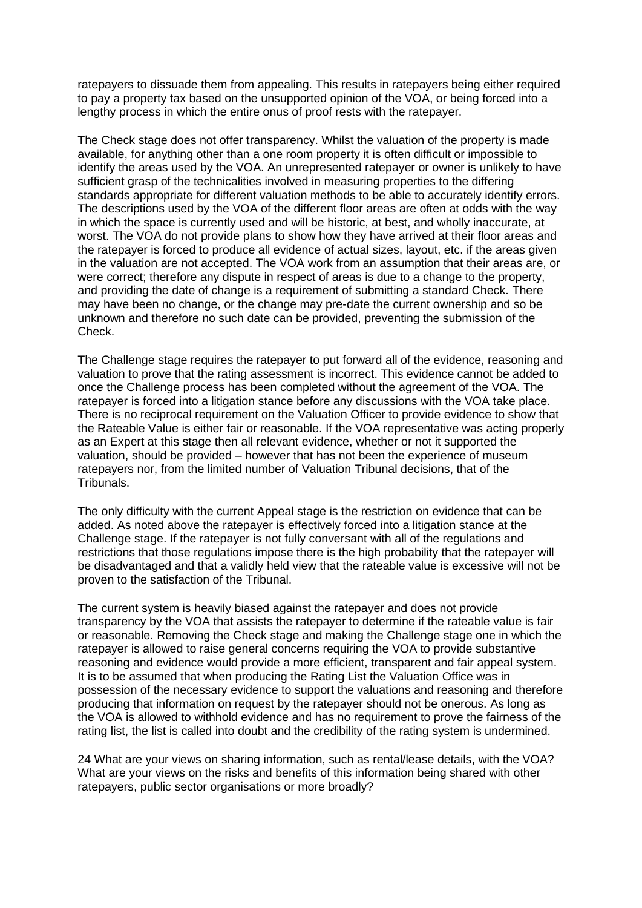ratepayers to dissuade them from appealing. This results in ratepayers being either required to pay a property tax based on the unsupported opinion of the VOA, or being forced into a lengthy process in which the entire onus of proof rests with the ratepayer.

The Check stage does not offer transparency. Whilst the valuation of the property is made available, for anything other than a one room property it is often difficult or impossible to identify the areas used by the VOA. An unrepresented ratepayer or owner is unlikely to have sufficient grasp of the technicalities involved in measuring properties to the differing standards appropriate for different valuation methods to be able to accurately identify errors. The descriptions used by the VOA of the different floor areas are often at odds with the way in which the space is currently used and will be historic, at best, and wholly inaccurate, at worst. The VOA do not provide plans to show how they have arrived at their floor areas and the ratepayer is forced to produce all evidence of actual sizes, layout, etc. if the areas given in the valuation are not accepted. The VOA work from an assumption that their areas are, or were correct; therefore any dispute in respect of areas is due to a change to the property, and providing the date of change is a requirement of submitting a standard Check. There may have been no change, or the change may pre-date the current ownership and so be unknown and therefore no such date can be provided, preventing the submission of the Check.

The Challenge stage requires the ratepayer to put forward all of the evidence, reasoning and valuation to prove that the rating assessment is incorrect. This evidence cannot be added to once the Challenge process has been completed without the agreement of the VOA. The ratepayer is forced into a litigation stance before any discussions with the VOA take place. There is no reciprocal requirement on the Valuation Officer to provide evidence to show that the Rateable Value is either fair or reasonable. If the VOA representative was acting properly as an Expert at this stage then all relevant evidence, whether or not it supported the valuation, should be provided – however that has not been the experience of museum ratepayers nor, from the limited number of Valuation Tribunal decisions, that of the Tribunals.

The only difficulty with the current Appeal stage is the restriction on evidence that can be added. As noted above the ratepayer is effectively forced into a litigation stance at the Challenge stage. If the ratepayer is not fully conversant with all of the regulations and restrictions that those regulations impose there is the high probability that the ratepayer will be disadvantaged and that a validly held view that the rateable value is excessive will not be proven to the satisfaction of the Tribunal.

The current system is heavily biased against the ratepayer and does not provide transparency by the VOA that assists the ratepayer to determine if the rateable value is fair or reasonable. Removing the Check stage and making the Challenge stage one in which the ratepayer is allowed to raise general concerns requiring the VOA to provide substantive reasoning and evidence would provide a more efficient, transparent and fair appeal system. It is to be assumed that when producing the Rating List the Valuation Office was in possession of the necessary evidence to support the valuations and reasoning and therefore producing that information on request by the ratepayer should not be onerous. As long as the VOA is allowed to withhold evidence and has no requirement to prove the fairness of the rating list, the list is called into doubt and the credibility of the rating system is undermined.

24 What are your views on sharing information, such as rental/lease details, with the VOA? What are your views on the risks and benefits of this information being shared with other ratepayers, public sector organisations or more broadly?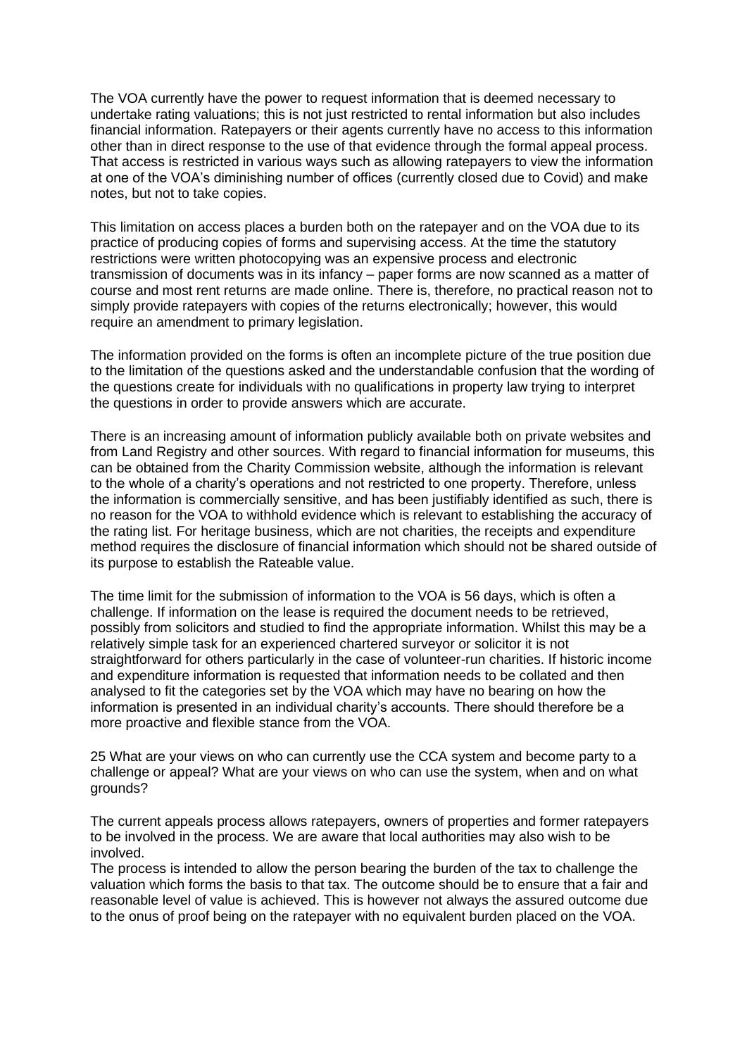The VOA currently have the power to request information that is deemed necessary to undertake rating valuations; this is not just restricted to rental information but also includes financial information. Ratepayers or their agents currently have no access to this information other than in direct response to the use of that evidence through the formal appeal process. That access is restricted in various ways such as allowing ratepayers to view the information at one of the VOA's diminishing number of offices (currently closed due to Covid) and make notes, but not to take copies.

This limitation on access places a burden both on the ratepayer and on the VOA due to its practice of producing copies of forms and supervising access. At the time the statutory restrictions were written photocopying was an expensive process and electronic transmission of documents was in its infancy – paper forms are now scanned as a matter of course and most rent returns are made online. There is, therefore, no practical reason not to simply provide ratepayers with copies of the returns electronically; however, this would require an amendment to primary legislation.

The information provided on the forms is often an incomplete picture of the true position due to the limitation of the questions asked and the understandable confusion that the wording of the questions create for individuals with no qualifications in property law trying to interpret the questions in order to provide answers which are accurate.

There is an increasing amount of information publicly available both on private websites and from Land Registry and other sources. With regard to financial information for museums, this can be obtained from the Charity Commission website, although the information is relevant to the whole of a charity's operations and not restricted to one property. Therefore, unless the information is commercially sensitive, and has been justifiably identified as such, there is no reason for the VOA to withhold evidence which is relevant to establishing the accuracy of the rating list. For heritage business, which are not charities, the receipts and expenditure method requires the disclosure of financial information which should not be shared outside of its purpose to establish the Rateable value.

The time limit for the submission of information to the VOA is 56 days, which is often a challenge. If information on the lease is required the document needs to be retrieved, possibly from solicitors and studied to find the appropriate information. Whilst this may be a relatively simple task for an experienced chartered surveyor or solicitor it is not straightforward for others particularly in the case of volunteer-run charities. If historic income and expenditure information is requested that information needs to be collated and then analysed to fit the categories set by the VOA which may have no bearing on how the information is presented in an individual charity's accounts. There should therefore be a more proactive and flexible stance from the VOA.

25 What are your views on who can currently use the CCA system and become party to a challenge or appeal? What are your views on who can use the system, when and on what grounds?

The current appeals process allows ratepayers, owners of properties and former ratepayers to be involved in the process. We are aware that local authorities may also wish to be involved.
The process is intended to allow the person bearing the burden of the tax to challenge the valuation which forms the basis to that tax. The outcome should be to ensure that a fair and reasonable level of value is achieved. This is however not always the assured outcome due to the onus of proof being on the ratepayer with no equivalent burden placed on the VOA.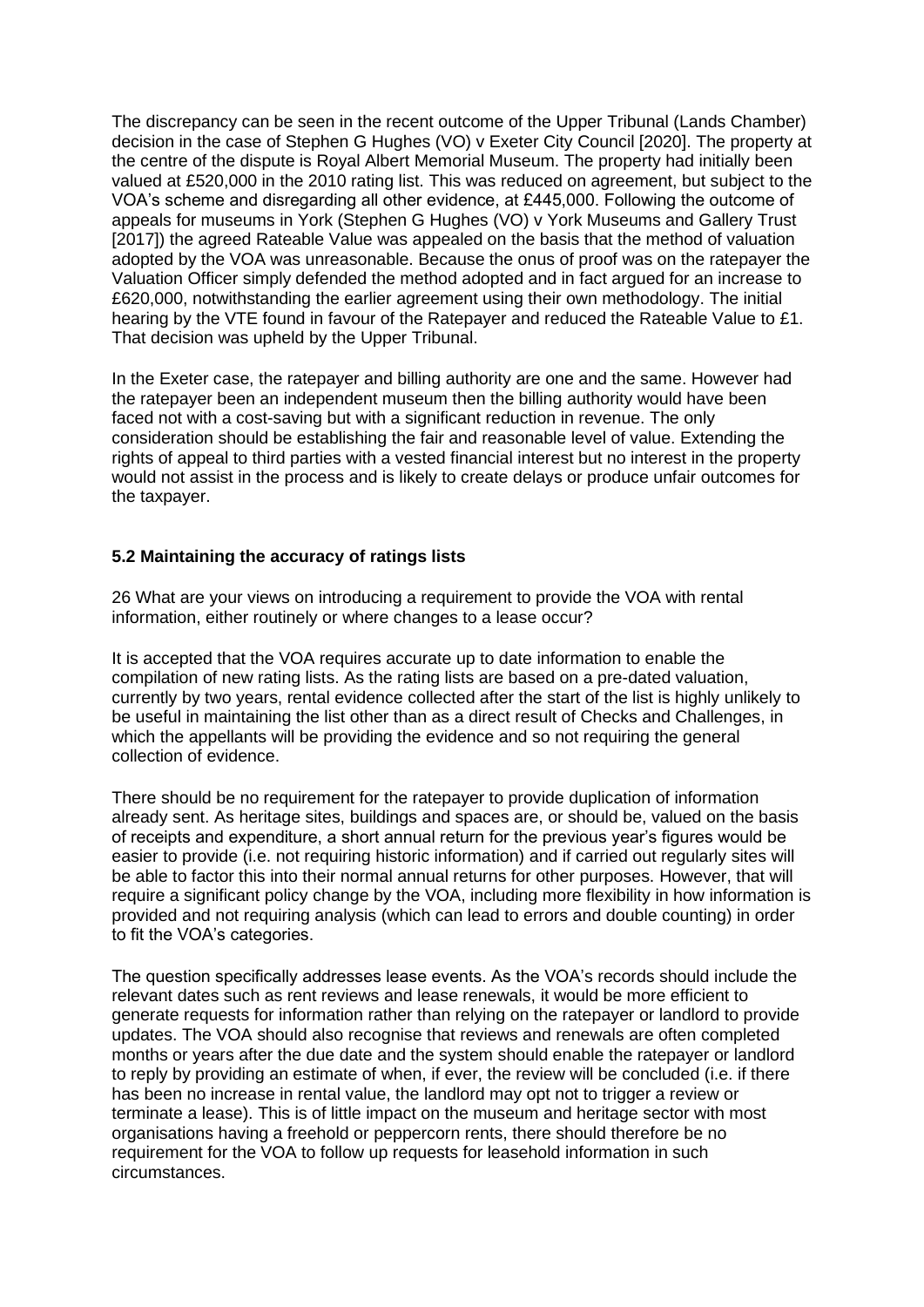The discrepancy can be seen in the recent outcome of the Upper Tribunal (Lands Chamber) decision in the case of Stephen G Hughes (VO) v Exeter City Council [2020]. The property at the centre of the dispute is Royal Albert Memorial Museum. The property had initially been valued at £520,000 in the 2010 rating list. This was reduced on agreement, but subject to the VOA's scheme and disregarding all other evidence, at £445,000. Following the outcome of appeals for museums in York (Stephen G Hughes (VO) v York Museums and Gallery Trust [2017]) the agreed Rateable Value was appealed on the basis that the method of valuation adopted by the VOA was unreasonable. Because the onus of proof was on the ratepayer the Valuation Officer simply defended the method adopted and in fact argued for an increase to £620,000, notwithstanding the earlier agreement using their own methodology. The initial hearing by the VTE found in favour of the Ratepayer and reduced the Rateable Value to £1. That decision was upheld by the Upper Tribunal.

In the Exeter case, the ratepayer and billing authority are one and the same. However had the ratepayer been an independent museum then the billing authority would have been faced not with a cost-saving but with a significant reduction in revenue. The only consideration should be establishing the fair and reasonable level of value. Extending the rights of appeal to third parties with a vested financial interest but no interest in the property would not assist in the process and is likely to create delays or produce unfair outcomes for the taxpayer.

**5.2 Maintaining the accuracy of ratings lists**

26 What are your views on introducing a requirement to provide the VOA with rental information, either routinely or where changes to a lease occur?

It is accepted that the VOA requires accurate up to date information to enable the compilation of new rating lists. As the rating lists are based on a pre-dated valuation, currently by two years, rental evidence collected after the start of the list is highly unlikely to be useful in maintaining the list other than as a direct result of Checks and Challenges, in which the appellants will be providing the evidence and so not requiring the general collection of evidence.

There should be no requirement for the ratepayer to provide duplication of information already sent. As heritage sites, buildings and spaces are, or should be, valued on the basis of receipts and expenditure, a short annual return for the previous year's figures would be easier to provide (i.e. not requiring historic information) and if carried out regularly sites will be able to factor this into their normal annual returns for other purposes. However, that will require a significant policy change by the VOA, including more flexibility in how information is provided and not requiring analysis (which can lead to errors and double counting) in order to fit the VOA's categories.

The question specifically addresses lease events. As the VOA's records should include the relevant dates such as rent reviews and lease renewals, it would be more efficient to generate requests for information rather than relying on the ratepayer or landlord to provide updates. The VOA should also recognise that reviews and renewals are often completed months or years after the due date and the system should enable the ratepayer or landlord to reply by providing an estimate of when, if ever, the review will be concluded (i.e. if there has been no increase in rental value, the landlord may opt not to trigger a review or terminate a lease). This is of little impact on the museum and heritage sector with most organisations having a freehold or peppercorn rents, there should therefore be no requirement for the VOA to follow up requests for leasehold information in such circumstances.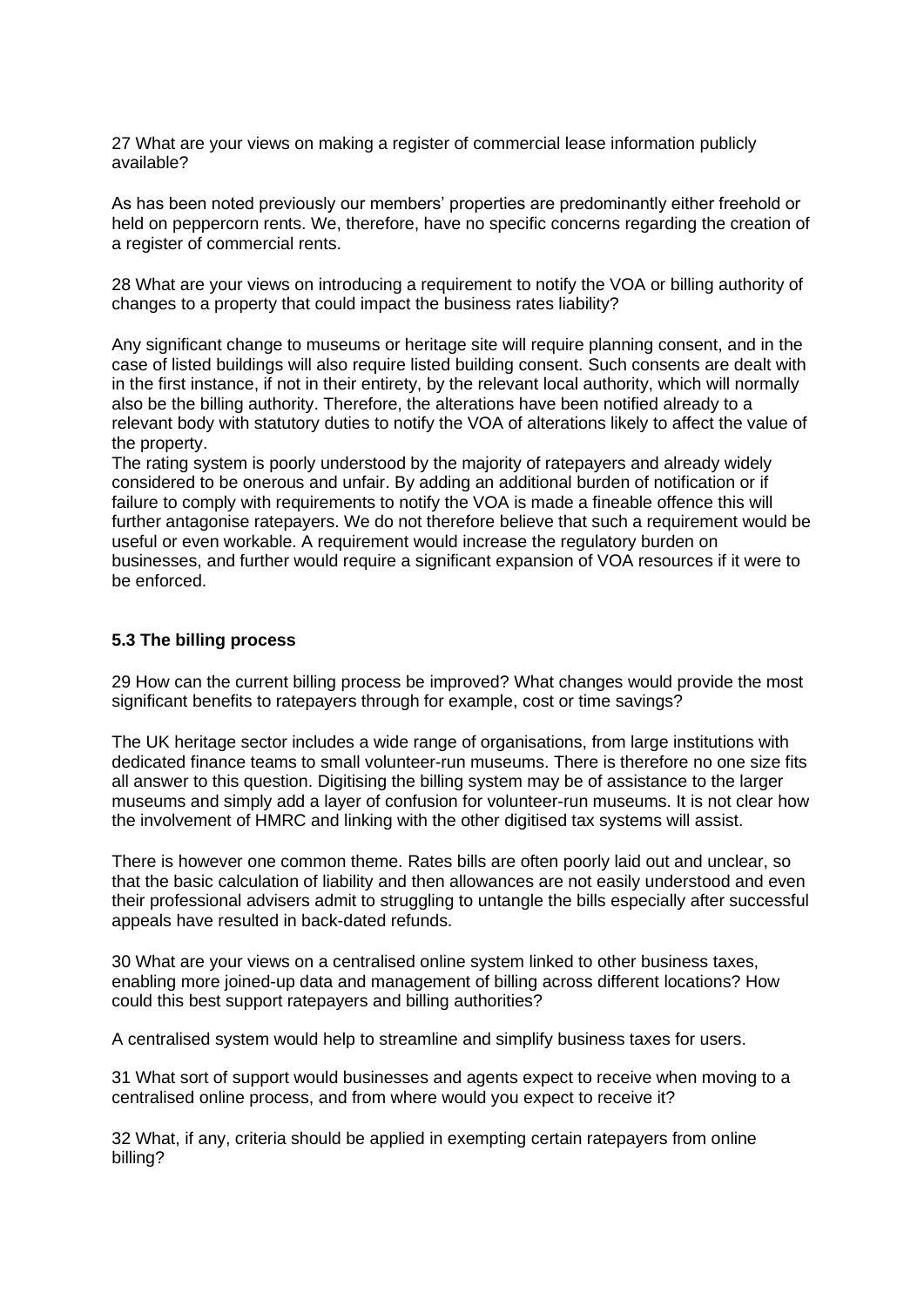27 What are your views on making a register of commercial lease information publicly available?

As has been noted previously our members' properties are predominantly either freehold or held on peppercorn rents. We, therefore, have no specific concerns regarding the creation of a register of commercial rents.

28 What are your views on introducing a requirement to notify the VOA or billing authority of changes to a property that could impact the business rates liability?

Any significant change to museums or heritage site will require planning consent, and in the case of listed buildings will also require listed building consent. Such consents are dealt with in the first instance, if not in their entirety, by the relevant local authority, which will normally also be the billing authority. Therefore, the alterations have been notified already to a relevant body with statutory duties to notify the VOA of alterations likely to affect the value of the property.
The rating system is poorly understood by the majority of ratepayers and already widely considered to be onerous and unfair. By adding an additional burden of notification or if failure to comply with requirements to notify the VOA is made a fineable offence this will further antagonise ratepayers. We do not therefore believe that such a requirement would be useful or even workable. A requirement would increase the regulatory burden on businesses, and further would require a significant expansion of VOA resources if it were to be enforced.

### 5.3 The billing process

29 How can the current billing process be improved? What changes would provide the most significant benefits to ratepayers through for example, cost or time savings?

The UK heritage sector includes a wide range of organisations, from large institutions with dedicated finance teams to small volunteer-run museums. There is therefore no one size fits all answer to this question. Digitising the billing system may be of assistance to the larger museums and simply add a layer of confusion for volunteer-run museums. It is not clear how the involvement of HMRC and linking with the other digitised tax systems will assist.

There is however one common theme. Rates bills are often poorly laid out and unclear, so that the basic calculation of liability and then allowances are not easily understood and even their professional advisers admit to struggling to untangle the bills especially after successful appeals have resulted in back-dated refunds.

30 What are your views on a centralised online system linked to other business taxes, enabling more joined-up data and management of billing across different locations? How could this best support ratepayers and billing authorities?

A centralised system would help to streamline and simplify business taxes for users.

31 What sort of support would businesses and agents expect to receive when moving to a centralised online process, and from where would you expect to receive it?

32 What, if any, criteria should be applied in exempting certain ratepayers from online billing?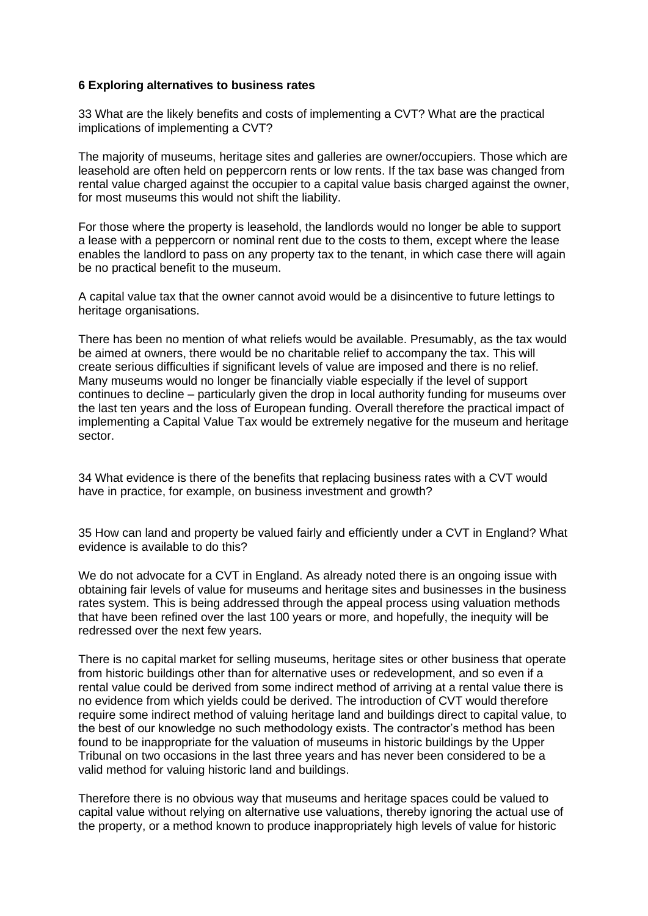**6 Exploring alternatives to business rates**

33 What are the likely benefits and costs of implementing a CVT? What are the practical implications of implementing a CVT?

The majority of museums, heritage sites and galleries are owner/occupiers. Those which are leasehold are often held on peppercorn rents or low rents. If the tax base was changed from rental value charged against the occupier to a capital value basis charged against the owner, for most museums this would not shift the liability.

For those where the property is leasehold, the landlords would no longer be able to support a lease with a peppercorn or nominal rent due to the costs to them, except where the lease enables the landlord to pass on any property tax to the tenant, in which case there will again be no practical benefit to the museum.

A capital value tax that the owner cannot avoid would be a disincentive to future lettings to heritage organisations.

There has been no mention of what reliefs would be available. Presumably, as the tax would be aimed at owners, there would be no charitable relief to accompany the tax. This will create serious difficulties if significant levels of value are imposed and there is no relief. Many museums would no longer be financially viable especially if the level of support continues to decline – particularly given the drop in local authority funding for museums over the last ten years and the loss of European funding. Overall therefore the practical impact of implementing a Capital Value Tax would be extremely negative for the museum and heritage sector.

34 What evidence is there of the benefits that replacing business rates with a CVT would have in practice, for example, on business investment and growth?

35 How can land and property be valued fairly and efficiently under a CVT in England? What evidence is available to do this?

We do not advocate for a CVT in England. As already noted there is an ongoing issue with obtaining fair levels of value for museums and heritage sites and businesses in the business rates system. This is being addressed through the appeal process using valuation methods that have been refined over the last 100 years or more, and hopefully, the inequity will be redressed over the next few years.

There is no capital market for selling museums, heritage sites or other business that operate from historic buildings other than for alternative uses or redevelopment, and so even if a rental value could be derived from some indirect method of arriving at a rental value there is no evidence from which yields could be derived. The introduction of CVT would therefore require some indirect method of valuing heritage land and buildings direct to capital value, to the best of our knowledge no such methodology exists. The contractor's method has been found to be inappropriate for the valuation of museums in historic buildings by the Upper Tribunal on two occasions in the last three years and has never been considered to be a valid method for valuing historic land and buildings.

Therefore there is no obvious way that museums and heritage spaces could be valued to capital value without relying on alternative use valuations, thereby ignoring the actual use of the property, or a method known to produce inappropriately high levels of value for historic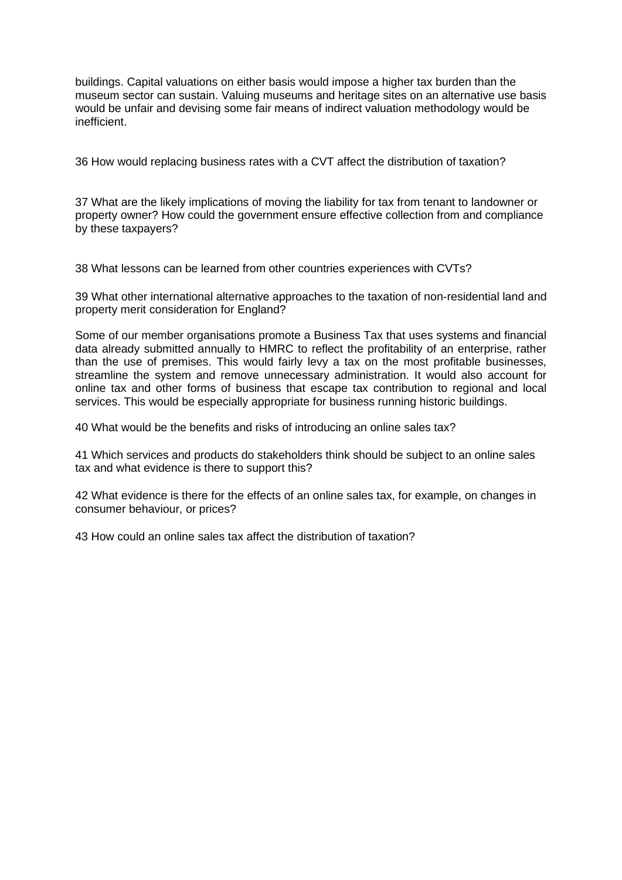buildings. Capital valuations on either basis would impose a higher tax burden than the museum sector can sustain. Valuing museums and heritage sites on an alternative use basis would be unfair and devising some fair means of indirect valuation methodology would be inefficient.

36 How would replacing business rates with a CVT affect the distribution of taxation?

37 What are the likely implications of moving the liability for tax from tenant to landowner or property owner? How could the government ensure effective collection from and compliance by these taxpayers?

38 What lessons can be learned from other countries experiences with CVTs?

39 What other international alternative approaches to the taxation of non-residential land and property merit consideration for England?

Some of our member organisations promote a Business Tax that uses systems and financial data already submitted annually to HMRC to reflect the profitability of an enterprise, rather than the use of premises. This would fairly levy a tax on the most profitable businesses, streamline the system and remove unnecessary administration. It would also account for online tax and other forms of business that escape tax contribution to regional and local services. This would be especially appropriate for business running historic buildings.

40 What would be the benefits and risks of introducing an online sales tax?

41 Which services and products do stakeholders think should be subject to an online sales tax and what evidence is there to support this?

42 What evidence is there for the effects of an online sales tax, for example, on changes in consumer behaviour, or prices?

43 How could an online sales tax affect the distribution of taxation?